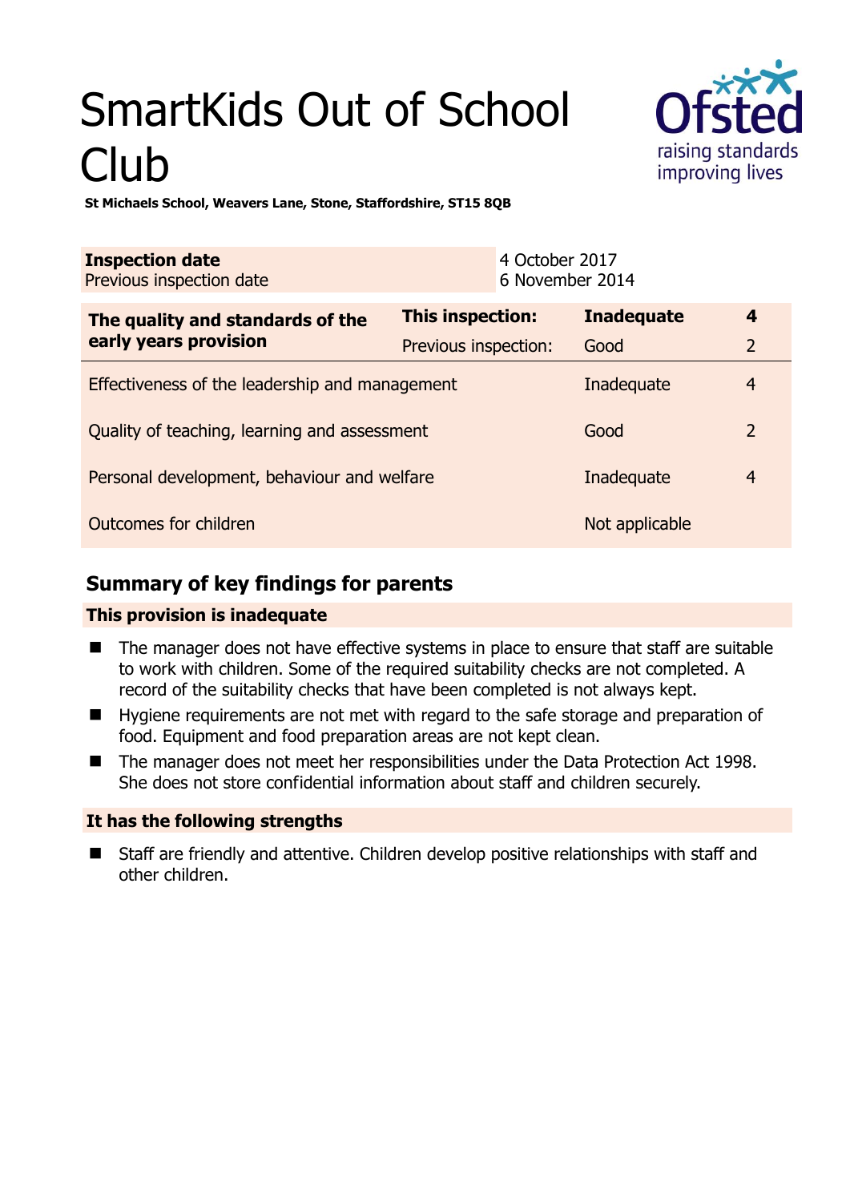# SmartKids Out of School Club

**St Michaels School, Weavers Lane, Stone, Staffordshire, ST15 8QB**

| **Inspection date** | 4 October 2017 |
|---|---|
| Previous inspection date | 6 November 2014 |

| **The quality and standards of the early years provision** | **This inspection:** | **Inadequate** | **4** |
|---|---|---|---|
| | Previous inspection: | Good | 2 |
| Effectiveness of the leadership and management | | Inadequate | 4 |
| Quality of teaching, learning and assessment | | Good | 2 |
| Personal development, behaviour and welfare | | Inadequate | 4 |
| Outcomes for children | | Not applicable | |

## Summary of key findings for parents

### This provision is inadequate

- The manager does not have effective systems in place to ensure that staff are suitable to work with children. Some of the required suitability checks are not completed. A record of the suitability checks that have been completed is not always kept.
- Hygiene requirements are not met with regard to the safe storage and preparation of food. Equipment and food preparation areas are not kept clean.
- The manager does not meet her responsibilities under the Data Protection Act 1998. She does not store confidential information about staff and children securely.

### It has the following strengths

- Staff are friendly and attentive. Children develop positive relationships with staff and other children.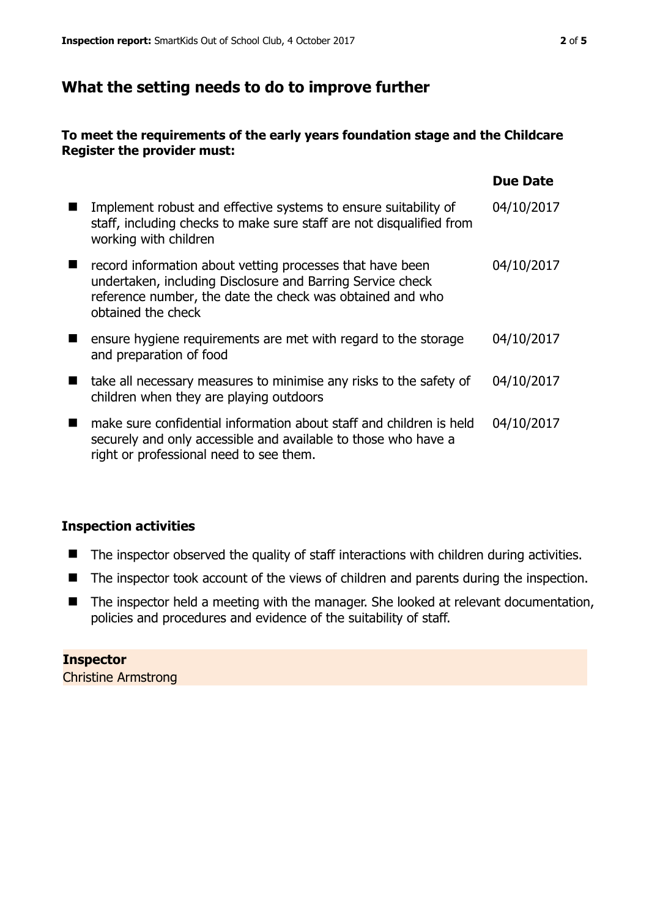## What the setting needs to do to improve further

**To meet the requirements of the early years foundation stage and the Childcare Register the provider must:**

| | Due Date |
|---|---|
| Implement robust and effective systems to ensure suitability of staff, including checks to make sure staff are not disqualified from working with children | 04/10/2017 |
| record information about vetting processes that have been undertaken, including Disclosure and Barring Service check reference number, the date the check was obtained and who obtained the check | 04/10/2017 |
| ensure hygiene requirements are met with regard to the storage and preparation of food | 04/10/2017 |
| take all necessary measures to minimise any risks to the safety of children when they are playing outdoors | 04/10/2017 |
| make sure confidential information about staff and children is held securely and only accessible and available to those who have a right or professional need to see them. | 04/10/2017 |

### Inspection activities

- The inspector observed the quality of staff interactions with children during activities.
- The inspector took account of the views of children and parents during the inspection.
- The inspector held a meeting with the manager. She looked at relevant documentation, policies and procedures and evidence of the suitability of staff.

**Inspector**
Christine Armstrong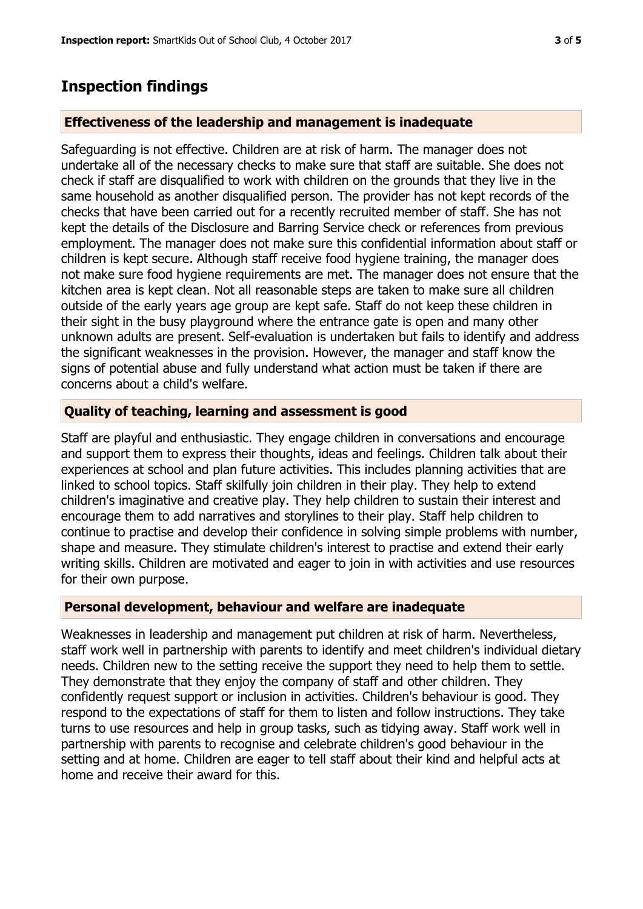## Inspection findings

### Effectiveness of the leadership and management is inadequate

Safeguarding is not effective. Children are at risk of harm. The manager does not undertake all of the necessary checks to make sure that staff are suitable. She does not check if staff are disqualified to work with children on the grounds that they live in the same household as another disqualified person. The provider has not kept records of the checks that have been carried out for a recently recruited member of staff. She has not kept the details of the Disclosure and Barring Service check or references from previous employment. The manager does not make sure this confidential information about staff or children is kept secure. Although staff receive food hygiene training, the manager does not make sure food hygiene requirements are met. The manager does not ensure that the kitchen area is kept clean. Not all reasonable steps are taken to make sure all children outside of the early years age group are kept safe. Staff do not keep these children in their sight in the busy playground where the entrance gate is open and many other unknown adults are present. Self-evaluation is undertaken but fails to identify and address the significant weaknesses in the provision. However, the manager and staff know the signs of potential abuse and fully understand what action must be taken if there are concerns about a child's welfare.

### Quality of teaching, learning and assessment is good

Staff are playful and enthusiastic. They engage children in conversations and encourage and support them to express their thoughts, ideas and feelings. Children talk about their experiences at school and plan future activities. This includes planning activities that are linked to school topics. Staff skilfully join children in their play. They help to extend children's imaginative and creative play. They help children to sustain their interest and encourage them to add narratives and storylines to their play. Staff help children to continue to practise and develop their confidence in solving simple problems with number, shape and measure. They stimulate children's interest to practise and extend their early writing skills. Children are motivated and eager to join in with activities and use resources for their own purpose.

### Personal development, behaviour and welfare are inadequate

Weaknesses in leadership and management put children at risk of harm. Nevertheless, staff work well in partnership with parents to identify and meet children's individual dietary needs. Children new to the setting receive the support they need to help them to settle. They demonstrate that they enjoy the company of staff and other children. They confidently request support or inclusion in activities. Children's behaviour is good. They respond to the expectations of staff for them to listen and follow instructions. They take turns to use resources and help in group tasks, such as tidying away. Staff work well in partnership with parents to recognise and celebrate children's good behaviour in the setting and at home. Children are eager to tell staff about their kind and helpful acts at home and receive their award for this.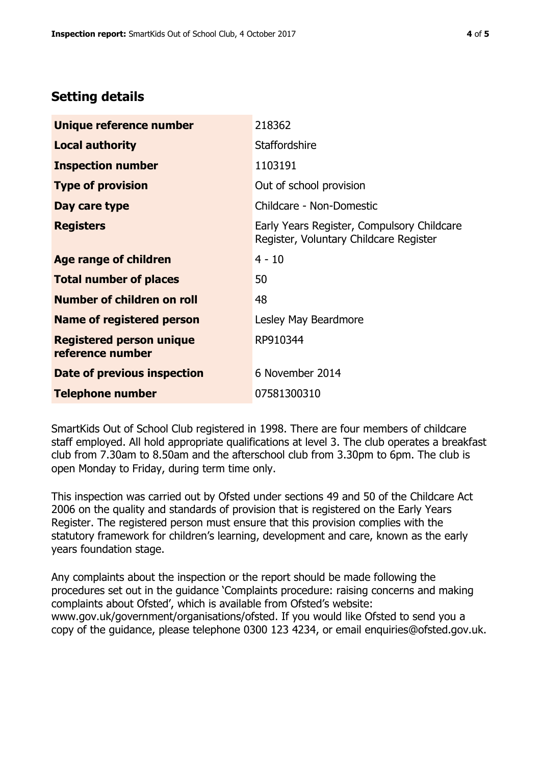## Setting details

| | |
|---|---|
| **Unique reference number** | 218362 |
| **Local authority** | Staffordshire |
| **Inspection number** | 1103191 |
| **Type of provision** | Out of school provision |
| **Day care type** | Childcare - Non-Domestic |
| **Registers** | Early Years Register, Compulsory Childcare Register, Voluntary Childcare Register |
| **Age range of children** | 4 - 10 |
| **Total number of places** | 50 |
| **Number of children on roll** | 48 |
| **Name of registered person** | Lesley May Beardmore |
| **Registered person unique reference number** | RP910344 |
| **Date of previous inspection** | 6 November 2014 |
| **Telephone number** | 07581300310 |

SmartKids Out of School Club registered in 1998. There are four members of childcare staff employed. All hold appropriate qualifications at level 3. The club operates a breakfast club from 7.30am to 8.50am and the afterschool club from 3.30pm to 6pm. The club is open Monday to Friday, during term time only.

This inspection was carried out by Ofsted under sections 49 and 50 of the Childcare Act 2006 on the quality and standards of provision that is registered on the Early Years Register. The registered person must ensure that this provision complies with the statutory framework for children's learning, development and care, known as the early years foundation stage.

Any complaints about the inspection or the report should be made following the procedures set out in the guidance 'Complaints procedure: raising concerns and making complaints about Ofsted', which is available from Ofsted's website: www.gov.uk/government/organisations/ofsted. If you would like Ofsted to send you a copy of the guidance, please telephone 0300 123 4234, or email enquiries@ofsted.gov.uk.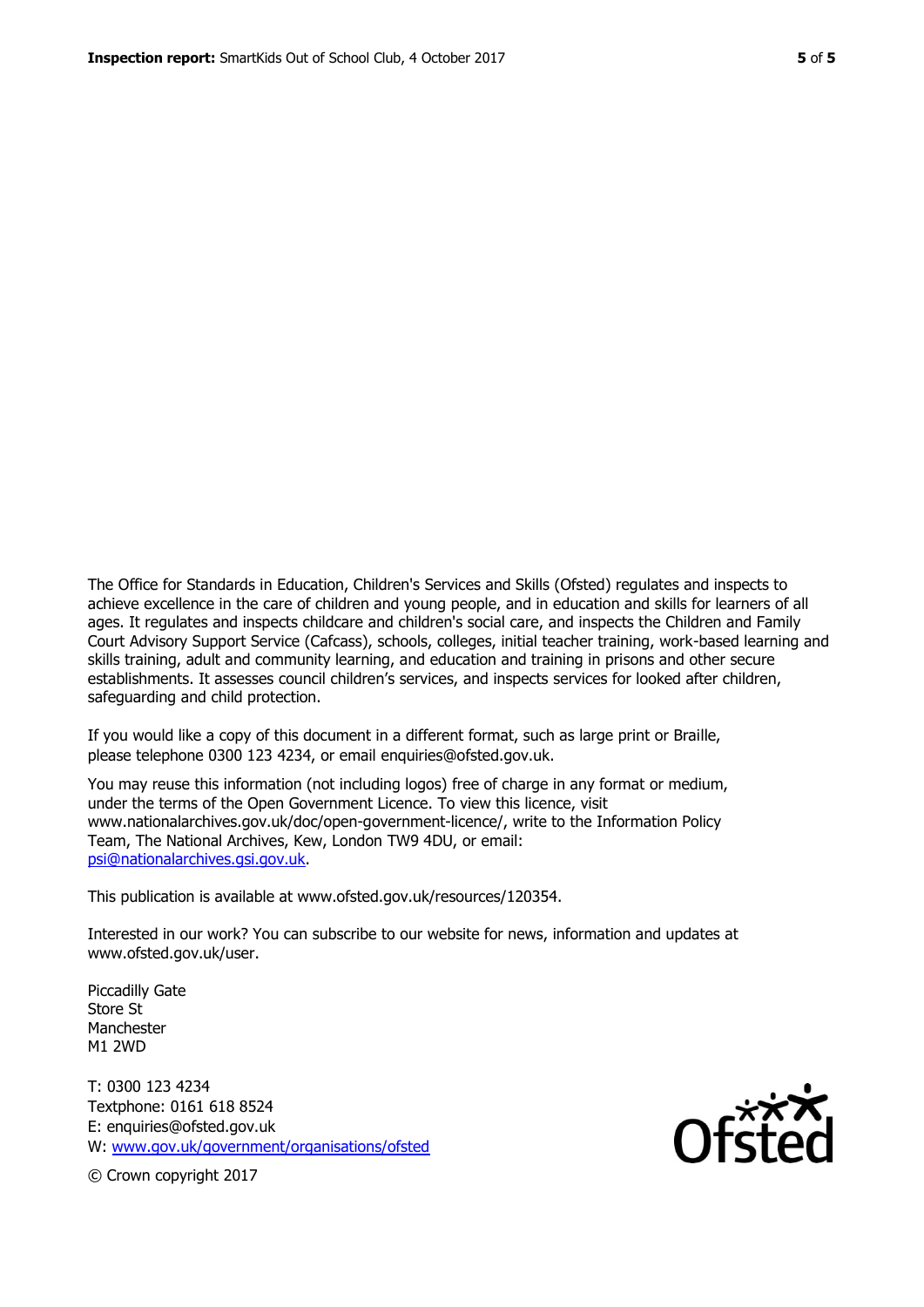The Office for Standards in Education, Children's Services and Skills (Ofsted) regulates and inspects to achieve excellence in the care of children and young people, and in education and skills for learners of all ages. It regulates and inspects childcare and children's social care, and inspects the Children and Family Court Advisory Support Service (Cafcass), schools, colleges, initial teacher training, work-based learning and skills training, adult and community learning, and education and training in prisons and other secure establishments. It assesses council children's services, and inspects services for looked after children, safeguarding and child protection.

If you would like a copy of this document in a different format, such as large print or Braille, please telephone 0300 123 4234, or email enquiries@ofsted.gov.uk.

You may reuse this information (not including logos) free of charge in any format or medium, under the terms of the Open Government Licence. To view this licence, visit www.nationalarchives.gov.uk/doc/open-government-licence/, write to the Information Policy Team, The National Archives, Kew, London TW9 4DU, or email: psi@nationalarchives.gsi.gov.uk.

This publication is available at www.ofsted.gov.uk/resources/120354.

Interested in our work? You can subscribe to our website for news, information and updates at www.ofsted.gov.uk/user.

Piccadilly Gate
Store St
Manchester
M1 2WD

T: 0300 123 4234
Textphone: 0161 618 8524
E: enquiries@ofsted.gov.uk
W: www.gov.uk/government/organisations/ofsted

© Crown copyright 2017

Ofsted